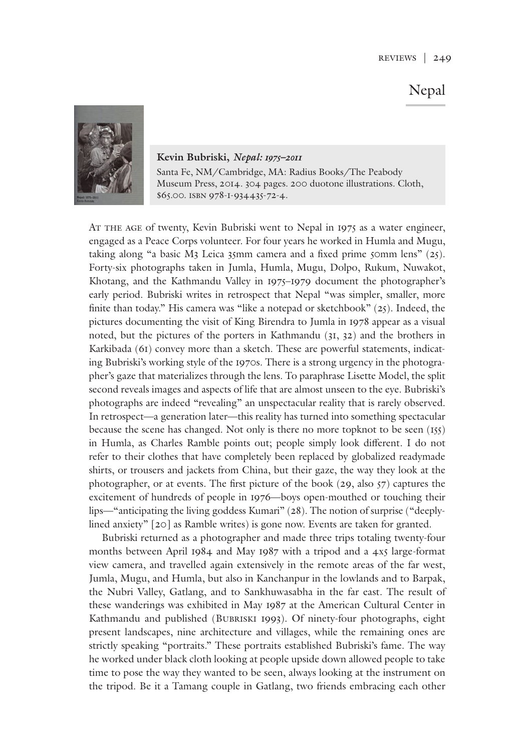# Nepal

**Kevin Bubriski,** ***Nepal: 1975–2011***

Santa Fe, NM/Cambridge, MA: Radius Books/The Peabody Museum Press, 2014. 304 pages. 200 duotone illustrations. Cloth, $65.00. ISBN 978-1-934435-72-4.

At the age of twenty, Kevin Bubriski went to Nepal in 1975 as a water engineer, engaged as a Peace Corps volunteer. For four years he worked in Humla and Mugu, taking along "a basic M3 Leica 35mm camera and a fixed prime 50mm lens" (25). Forty-six photographs taken in Jumla, Humla, Mugu, Dolpo, Rukum, Nuwakot, Khotang, and the Kathmandu Valley in 1975–1979 document the photographer's early period. Bubriski writes in retrospect that Nepal "was simpler, smaller, more finite than today." His camera was "like a notepad or sketchbook" (25). Indeed, the pictures documenting the visit of King Birendra to Jumla in 1978 appear as a visual noted, but the pictures of the porters in Kathmandu (31, 32) and the brothers in Karkibada (61) convey more than a sketch. These are powerful statements, indicating Bubriski's working style of the 1970s. There is a strong urgency in the photographer's gaze that materializes through the lens. To paraphrase Lisette Model, the split second reveals images and aspects of life that are almost unseen to the eye. Bubriski's photographs are indeed "revealing" an unspectacular reality that is rarely observed. In retrospect—a generation later—this reality has turned into something spectacular because the scene has changed. Not only is there no more topknot to be seen (155) in Humla, as Charles Ramble points out; people simply look different. I do not refer to their clothes that have completely been replaced by globalized readymade shirts, or trousers and jackets from China, but their gaze, the way they look at the photographer, or at events. The first picture of the book (29, also 57) captures the excitement of hundreds of people in 1976—boys open-mouthed or touching their lips—"anticipating the living goddess Kumari" (28). The notion of surprise ("deeply-lined anxiety" [20] as Ramble writes) is gone now. Events are taken for granted.

Bubriski returned as a photographer and made three trips totaling twenty-four months between April 1984 and May 1987 with a tripod and a 4x5 large-format view camera, and travelled again extensively in the remote areas of the far west, Jumla, Mugu, and Humla, but also in Kanchanpur in the lowlands and to Barpak, the Nubri Valley, Gatlang, and to Sankhuwasabha in the far east. The result of these wanderings was exhibited in May 1987 at the American Cultural Center in Kathmandu and published (Bubriski 1993). Of ninety-four photographs, eight present landscapes, nine architecture and villages, while the remaining ones are strictly speaking "portraits." These portraits established Bubriski's fame. The way he worked under black cloth looking at people upside down allowed people to take time to pose the way they wanted to be seen, always looking at the instrument on the tripod. Be it a Tamang couple in Gatlang, two friends embracing each other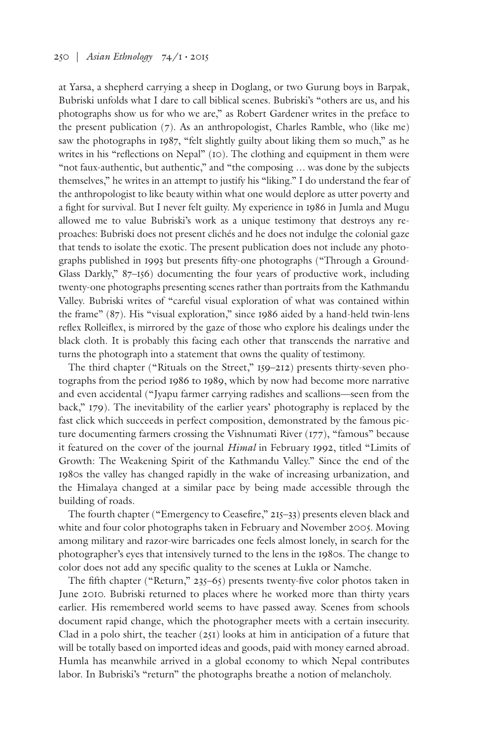at Yarsa, a shepherd carrying a sheep in Doglang, or two Gurung boys in Barpak, Bubriski unfolds what I dare to call biblical scenes. Bubriski's "others are us, and his photographs show us for who we are," as Robert Gardener writes in the preface to the present publication (7). As an anthropologist, Charles Ramble, who (like me) saw the photographs in 1987, "felt slightly guilty about liking them so much," as he writes in his "reflections on Nepal" (10). The clothing and equipment in them were "not faux-authentic, but authentic," and "the composing ... was done by the subjects themselves," he writes in an attempt to justify his "liking." I do understand the fear of the anthropologist to like beauty within what one would deplore as utter poverty and a fight for survival. But I never felt guilty. My experience in 1986 in Jumla and Mugu allowed me to value Bubriski's work as a unique testimony that destroys any reproaches: Bubriski does not present clichés and he does not indulge the colonial gaze that tends to isolate the exotic. The present publication does not include any photographs published in 1993 but presents fifty-one photographs ("Through a Ground-Glass Darkly," 87–156) documenting the four years of productive work, including twenty-one photographs presenting scenes rather than portraits from the Kathmandu Valley. Bubriski writes of "careful visual exploration of what was contained within the frame" (87). His "visual exploration," since 1986 aided by a hand-held twin-lens reflex Rolleiflex, is mirrored by the gaze of those who explore his dealings under the black cloth. It is probably this facing each other that transcends the narrative and turns the photograph into a statement that owns the quality of testimony.

The third chapter ("Rituals on the Street," 159–212) presents thirty-seven photographs from the period 1986 to 1989, which by now had become more narrative and even accidental ("Jyapu farmer carrying radishes and scallions—seen from the back," 179). The inevitability of the earlier years' photography is replaced by the fast click which succeeds in perfect composition, demonstrated by the famous picture documenting farmers crossing the Vishnumati River (177), "famous" because it featured on the cover of the journal *Himal* in February 1992, titled "Limits of Growth: The Weakening Spirit of the Kathmandu Valley." Since the end of the 1980s the valley has changed rapidly in the wake of increasing urbanization, and the Himalaya changed at a similar pace by being made accessible through the building of roads.

The fourth chapter ("Emergency to Ceasefire," 215–33) presents eleven black and white and four color photographs taken in February and November 2005. Moving among military and razor-wire barricades one feels almost lonely, in search for the photographer's eyes that intensively turned to the lens in the 1980s. The change to color does not add any specific quality to the scenes at Lukla or Namche.

The fifth chapter ("Return," 235–65) presents twenty-five color photos taken in June 2010. Bubriski returned to places where he worked more than thirty years earlier. His remembered world seems to have passed away. Scenes from schools document rapid change, which the photographer meets with a certain insecurity. Clad in a polo shirt, the teacher (251) looks at him in anticipation of a future that will be totally based on imported ideas and goods, paid with money earned abroad. Humla has meanwhile arrived in a global economy to which Nepal contributes labor. In Bubriski's "return" the photographs breathe a notion of melancholy.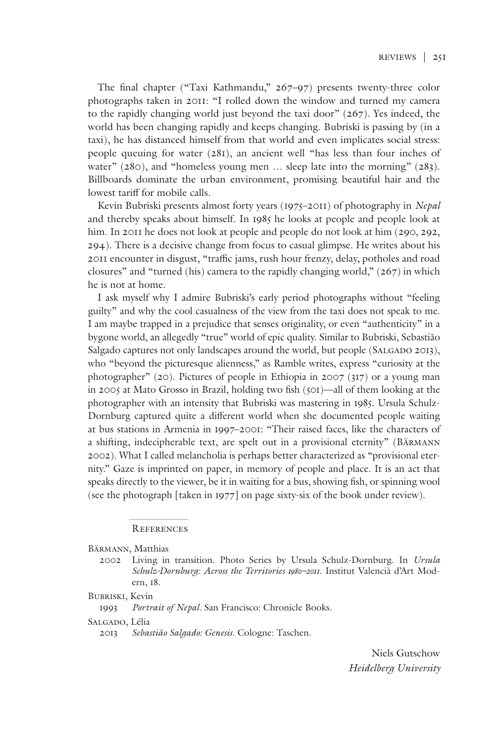The final chapter ("Taxi Kathmandu," 267–97) presents twenty-three color photographs taken in 2011: "I rolled down the window and turned my camera to the rapidly changing world just beyond the taxi door" (267). Yes indeed, the world has been changing rapidly and keeps changing. Bubriski is passing by (in a taxi), he has distanced himself from that world and even implicates social stress: people queuing for water (281), an ancient well "has less than four inches of water" (280), and "homeless young men … sleep late into the morning" (283). Billboards dominate the urban environment, promising beautiful hair and the lowest tariff for mobile calls.

Kevin Bubriski presents almost forty years (1975–2011) of photography in *Nepal* and thereby speaks about himself. In 1985 he looks at people and people look at him. In 2011 he does not look at people and people do not look at him (290, 292, 294). There is a decisive change from focus to casual glimpse. He writes about his 2011 encounter in disgust, "traffic jams, rush hour frenzy, delay, potholes and road closures" and "turned (his) camera to the rapidly changing world," (267) in which he is not at home.

I ask myself why I admire Bubriski's early period photographs without "feeling guilty" and why the cool casualness of the view from the taxi does not speak to me. I am maybe trapped in a prejudice that senses originality, or even "authenticity" in a bygone world, an allegedly "true" world of epic quality. Similar to Bubriski, Sebastião Salgado captures not only landscapes around the world, but people (Salgado 2013), who "beyond the picturesque alienness," as Ramble writes, express "curiosity at the photographer" (20). Pictures of people in Ethiopia in 2007 (317) or a young man in 2005 at Mato Grosso in Brazil, holding two fish (501)—all of them looking at the photographer with an intensity that Bubriski was mastering in 1985. Ursula Schulz-Dornburg captured quite a different world when she documented people waiting at bus stations in Armenia in 1997–2001: "Their raised faces, like the characters of a shifting, indecipherable text, are spelt out in a provisional eternity" (Bärmann 2002). What I called melancholia is perhaps better characterized as "provisional eternity." Gaze is imprinted on paper, in memory of people and place. It is an act that speaks directly to the viewer, be it in waiting for a bus, showing fish, or spinning wool (see the photograph [taken in 1977] on page sixty-six of the book under review).

## References

Bärmann, Matthias

2002 Living in transition. Photo Series by Ursula Schulz-Dornburg. In *Ursula Schulz-Dornburg: Across the Territories 1980–2011*. Institut Valencià d'Art Modern, 18.

Bubriski, Kevin

1993 *Portrait of Nepal*. San Francisco: Chronicle Books.

Salgado, Lélia

2013 *Sebastião Salgado: Genesis*. Cologne: Taschen.

Niels Gutschow
*Heidelberg University*